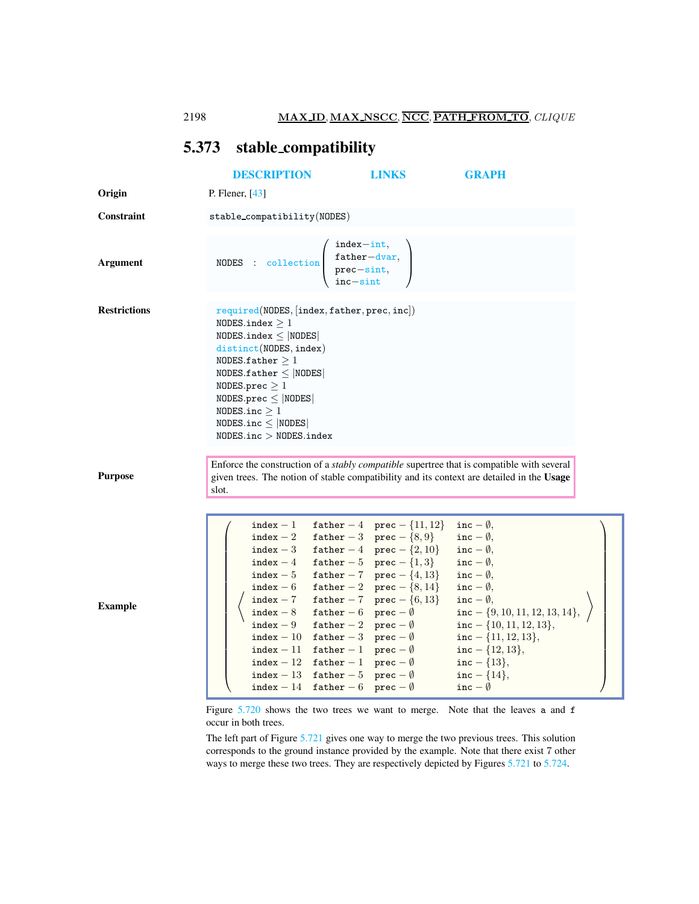## 5.373 stable_compatibility

DESCRIPTION LINKS GRAPH

**Origin** P. Flener, [43]

**Constraint** stable_compatibility(NODES)

**Argument**

NODES : collection(index−int, father−dvar, prec−sint, inc−sint)

**Restrictions**

required(NODES, [index, father, prec, inc])
NODES.index ≥ 1
NODES.index ≤ |NODES|
distinct(NODES, index)
NODES.father ≥ 1
NODES.father ≤ |NODES|
NODES.prec ≥ 1
NODES.prec ≤ |NODES|
NODES.inc ≥ 1
NODES.inc ≤ |NODES|
NODES.inc > NODES.index

**Purpose**

Enforce the construction of a *stably compatible* supertree that is compatible with several given trees. The notion of stable compatibility and its context are detailed in the **Usage** slot.

**Example**

| index | father | prec | inc |
|---|---|---|---|
| index − 1 | father − 4 | prec − $\{11, 12\}$ | inc − $\emptyset$, |
| index − 2 | father − 3 | prec − $\{8, 9\}$ | inc − $\emptyset$, |
| index − 3 | father − 4 | prec − $\{2, 10\}$ | inc − $\emptyset$, |
| index − 4 | father − 5 | prec − $\{1, 3\}$ | inc − $\emptyset$, |
| index − 5 | father − 7 | prec − $\{4, 13\}$ | inc − $\emptyset$, |
| index − 6 | father − 2 | prec − $\{8, 14\}$ | inc − $\emptyset$, |
| index − 7 | father − 7 | prec − $\{6, 13\}$ | inc − $\emptyset$, |
| index − 8 | father − 6 | prec − $\emptyset$ | inc − $\{9, 10, 11, 12, 13, 14\}$, |
| index − 9 | father − 2 | prec − $\emptyset$ | inc − $\{10, 11, 12, 13\}$, |
| index − 10 | father − 3 | prec − $\emptyset$ | inc − $\{11, 12, 13\}$, |
| index − 11 | father − 1 | prec − $\emptyset$ | inc − $\{12, 13\}$, |
| index − 12 | father − 1 | prec − $\emptyset$ | inc − $\{13\}$, |
| index − 13 | father − 5 | prec − $\emptyset$ | inc − $\{14\}$, |
| index − 14 | father − 6 | prec − $\emptyset$ | inc − $\emptyset$ |

Figure 5.720 shows the two trees we want to merge. Note that the leaves a and f occur in both trees.

The left part of Figure 5.721 gives one way to merge the two previous trees. This solution corresponds to the ground instance provided by the example. Note that there exist 7 other ways to merge these two trees. They are respectively depicted by Figures 5.721 to 5.724.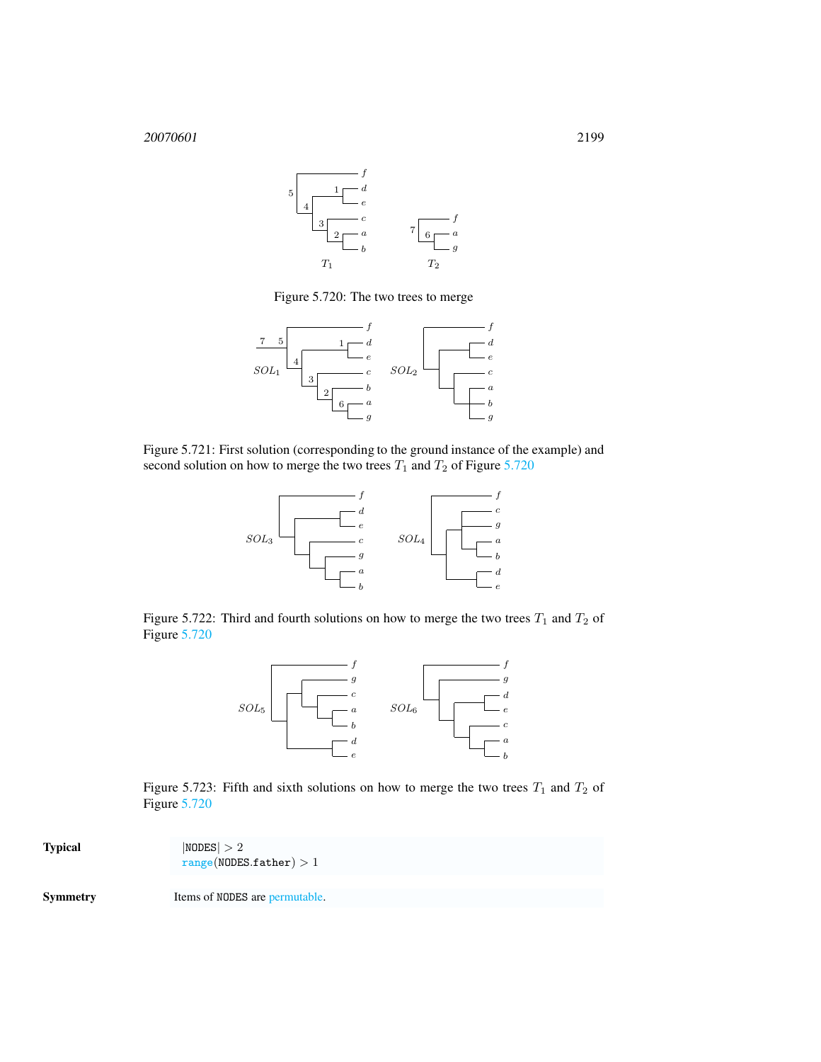Figure 5.720: The two trees to merge

Figure 5.721: First solution (corresponding to the ground instance of the example) and second solution on how to merge the two trees $T_1$ and $T_2$ of Figure 5.720

Figure 5.722: Third and fourth solutions on how to merge the two trees $T_1$ and $T_2$ of Figure 5.720

Figure 5.723: Fifth and sixth solutions on how to merge the two trees $T_1$ and $T_2$ of Figure 5.720

**Typical**

$|\texttt{NODES}| > 2$
$\texttt{range}(\texttt{NODES.father}) > 1$

**Symmetry**

Items of `NODES` are permutable.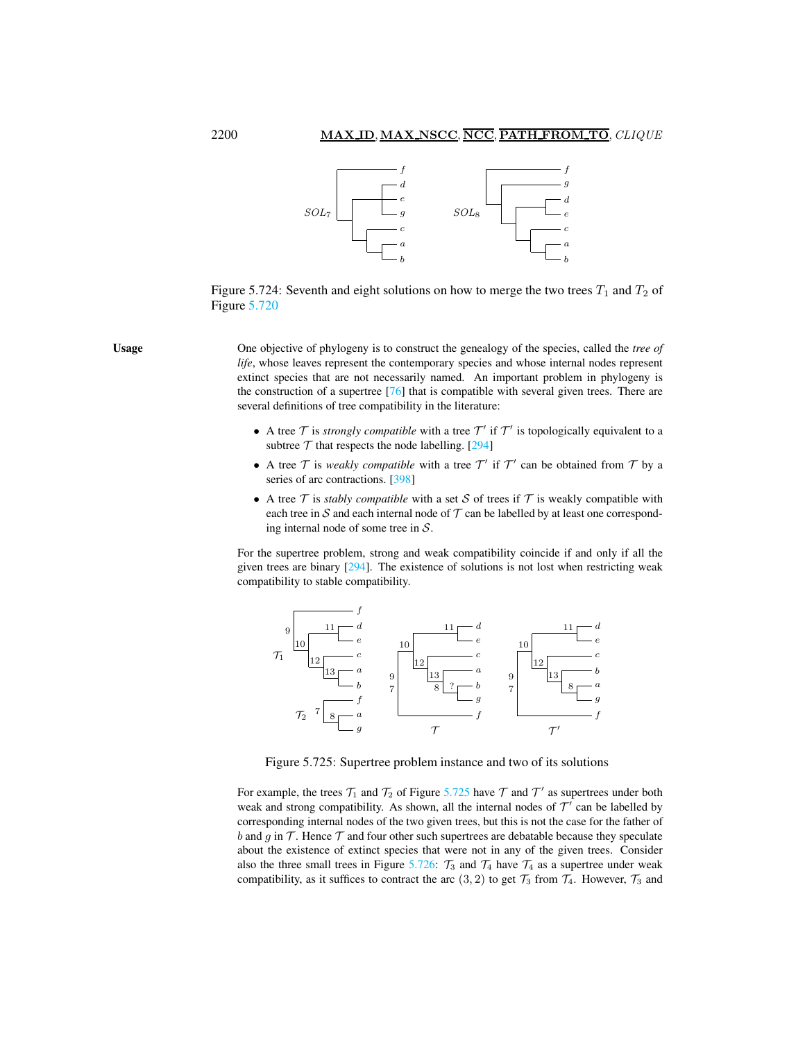Figure 5.724: Seventh and eight solutions on how to merge the two trees $T_1$ and $T_2$ of Figure 5.720

**Usage**

One objective of phylogeny is to construct the genealogy of the species, called the *tree of life*, whose leaves represent the contemporary species and whose internal nodes represent extinct species that are not necessarily named. An important problem in phylogeny is the construction of a supertree [76] that is compatible with several given trees. There are several definitions of tree compatibility in the literature:

- A tree $\mathcal{T}$ is *strongly compatible* with a tree $\mathcal{T}'$ if $\mathcal{T}'$ is topologically equivalent to a subtree $\mathcal{T}$ that respects the node labelling. [294]
- A tree $\mathcal{T}$ is *weakly compatible* with a tree $\mathcal{T}'$ if $\mathcal{T}'$ can be obtained from $\mathcal{T}$ by a series of arc contractions. [398]
- A tree $\mathcal{T}$ is *stably compatible* with a set $\mathcal{S}$ of trees if $\mathcal{T}$ is weakly compatible with each tree in $\mathcal{S}$ and each internal node of $\mathcal{T}$ can be labelled by at least one corresponding internal node of some tree in $\mathcal{S}$.

For the supertree problem, strong and weak compatibility coincide if and only if all the given trees are binary [294]. The existence of solutions is not lost when restricting weak compatibility to stable compatibility.

Figure 5.725: Supertree problem instance and two of its solutions

For example, the trees $\mathcal{T}_1$ and $\mathcal{T}_2$ of Figure 5.725 have $\mathcal{T}$ and $\mathcal{T}'$ as supertrees under both weak and strong compatibility. As shown, all the internal nodes of $\mathcal{T}'$ can be labelled by corresponding internal nodes of the two given trees, but this is not the case for the father of $b$ and $g$ in $\mathcal{T}$. Hence $\mathcal{T}$ and four other such supertrees are debatable because they speculate about the existence of extinct species that were not in any of the given trees. Consider also the three small trees in Figure 5.726: $\mathcal{T}_3$ and $\mathcal{T}_4$ have $\mathcal{T}_4$ as a supertree under weak compatibility, as it suffices to contract the arc $(3, 2)$ to get $\mathcal{T}_3$ from $\mathcal{T}_4$. However, $\mathcal{T}_3$ and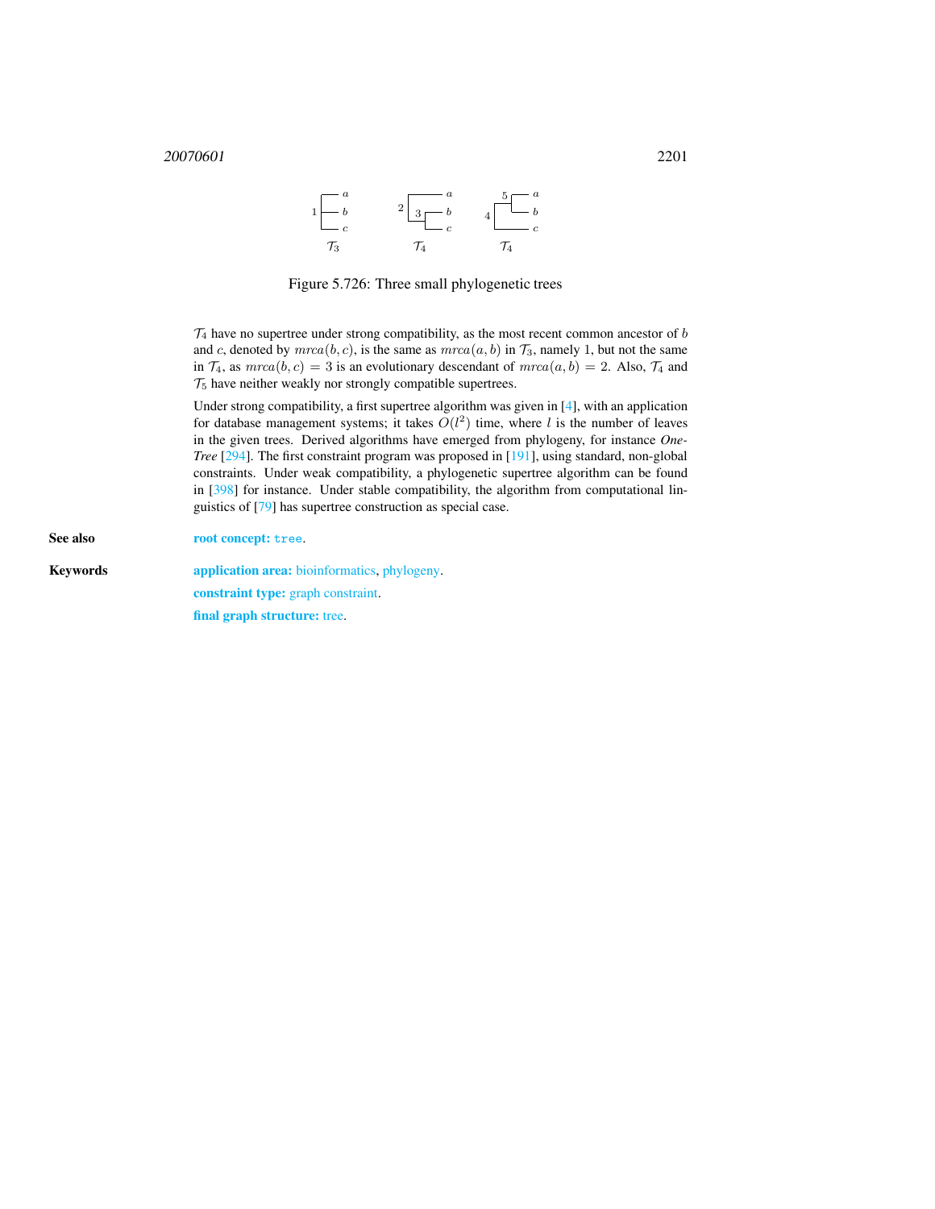Figure 5.726: Three small phylogenetic trees

$\mathcal{T}_4$ have no supertree under strong compatibility, as the most recent common ancestor of $b$ and $c$, denoted by $mrca(b, c)$, is the same as $mrca(a, b)$ in $\mathcal{T}_3$, namely 1, but not the same in $\mathcal{T}_4$, as $mrca(b, c) = 3$ is an evolutionary descendant of $mrca(a, b) = 2$. Also, $\mathcal{T}_4$ and $\mathcal{T}_5$ have neither weakly nor strongly compatible supertrees.

Under strong compatibility, a first supertree algorithm was given in [4], with an application for database management systems; it takes $O(l^2)$ time, where $l$ is the number of leaves in the given trees. Derived algorithms have emerged from phylogeny, for instance *One-Tree* [294]. The first constraint program was proposed in [191], using standard, non-global constraints. Under weak compatibility, a phylogenetic supertree algorithm can be found in [398] for instance. Under stable compatibility, the algorithm from computational linguistics of [79] has supertree construction as special case.

**See also** **root concept:** `tree`.

**Keywords** **application area:** bioinformatics, phylogeny.

**constraint type:** graph constraint.

**final graph structure:** tree.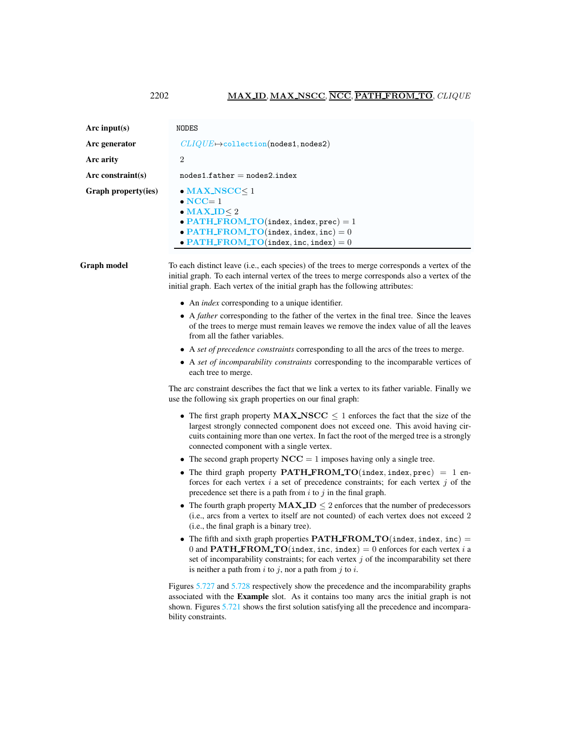| | |
|---|---|
| **Arc input(s)** | NODES |
| **Arc generator** | *CLIQUE*↦collection(nodes1, nodes2) |
| **Arc arity** | 2 |
| **Arc constraint(s)** | nodes1.father = nodes2.index |
| **Graph property(ies)** | • **MAX_NSCC** ≤ 1<br>• **NCC** = 1<br>• **MAX_ID** ≤ 2<br>• **PATH_FROM_TO**(index, index, prec) = 1<br>• **PATH_FROM_TO**(index, index, inc) = 0<br>• **PATH_FROM_TO**(index, inc, index) = 0 |

**Graph model**

To each distinct leave (i.e., each species) of the trees to merge corresponds a vertex of the initial graph. To each internal vertex of the trees to merge corresponds also a vertex of the initial graph. Each vertex of the initial graph has the following attributes:

- An *index* corresponding to a unique identifier.
- A *father* corresponding to the father of the vertex in the final tree. Since the leaves of the trees to merge must remain leaves we remove the index value of all the leaves from all the father variables.
- A *set of precedence constraints* corresponding to all the arcs of the trees to merge.
- A *set of incomparability constraints* corresponding to the incomparable vertices of each tree to merge.

The arc constraint describes the fact that we link a vertex to its father variable. Finally we use the following six graph properties on our final graph:

- The first graph property **MAX_NSCC** ≤ 1 enforces the fact that the size of the largest strongly connected component does not exceed one. This avoid having circuits containing more than one vertex. In fact the root of the merged tree is a strongly connected component with a single vertex.
- The second graph property **NCC** = 1 imposes having only a single tree.
- The third graph property **PATH_FROM_TO**(index, index, prec) = 1 enforces for each vertex $i$ a set of precedence constraints; for each vertex $j$ of the precedence set there is a path from $i$ to $j$ in the final graph.
- The fourth graph property **MAX_ID** ≤ 2 enforces that the number of predecessors (i.e., arcs from a vertex to itself are not counted) of each vertex does not exceed 2 (i.e., the final graph is a binary tree).
- The fifth and sixth graph properties **PATH_FROM_TO**(index, index, inc) = 0 and **PATH_FROM_TO**(index, inc, index) = 0 enforces for each vertex $i$ a set of incomparability constraints; for each vertex $j$ of the incomparability set there is neither a path from $i$ to $j$, nor a path from $j$ to $i$.

Figures 5.727 and 5.728 respectively show the precedence and the incomparability graphs associated with the **Example** slot. As it contains too many arcs the initial graph is not shown. Figures 5.721 shows the first solution satisfying all the precedence and incomparability constraints.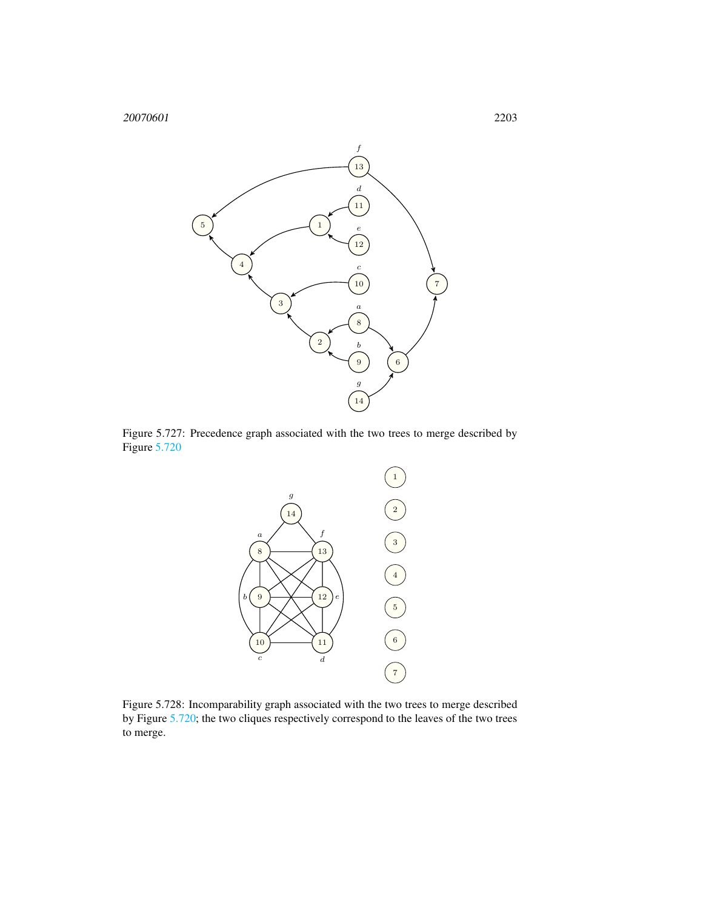f

13

d

11

5

1

e

12

4

c

10

7

3

a

8

2

b

9

6

g

14

Figure 5.727: Precedence graph associated with the two trees to merge described by Figure 5.720

g

14

a

8

f

13

b

9

12

e

10

c

11

d

1

2

3

4

5

6

7

Figure 5.728: Incomparability graph associated with the two trees to merge described by Figure 5.720; the two cliques respectively correspond to the leaves of the two trees to merge.